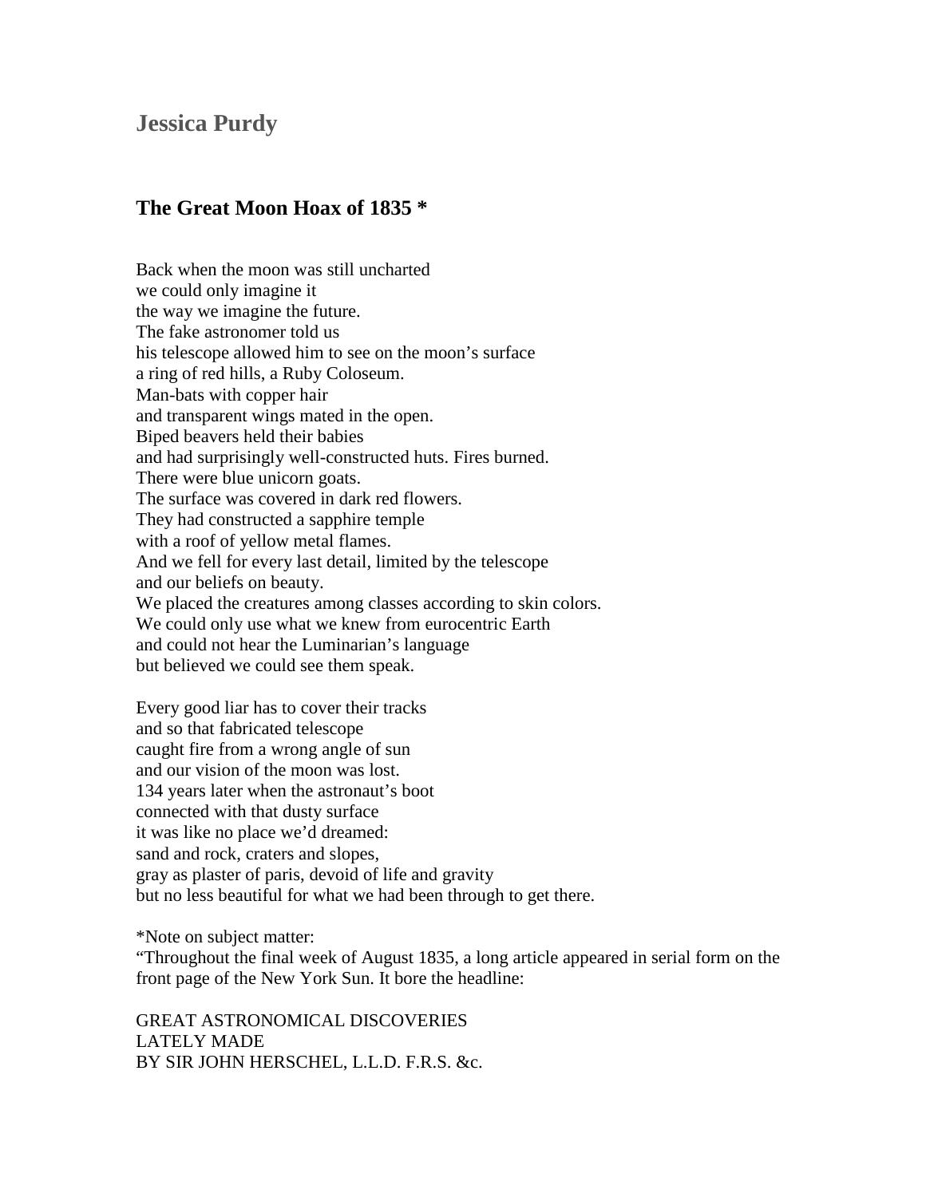## Jessica Purdy

### The Great Moon Hoax of 1835 *

Back when the moon was still uncharted  
we could only imagine it  
the way we imagine the future.  
The fake astronomer told us  
his telescope allowed him to see on the moon's surface  
a ring of red hills, a Ruby Coloseum.  
Man-bats with copper hair  
and transparent wings mated in the open.  
Biped beavers held their babies  
and had surprisingly well-constructed huts. Fires burned.  
There were blue unicorn goats.  
The surface was covered in dark red flowers.  
They had constructed a sapphire temple  
with a roof of yellow metal flames.  
And we fell for every last detail, limited by the telescope  
and our beliefs on beauty.  
We placed the creatures among classes according to skin colors.  
We could only use what we knew from eurocentric Earth  
and could not hear the Luminarian's language  
but believed we could see them speak.

Every good liar has to cover their tracks  
and so that fabricated telescope  
caught fire from a wrong angle of sun  
and our vision of the moon was lost.  
134 years later when the astronaut's boot  
connected with that dusty surface  
it was like no place we'd dreamed:  
sand and rock, craters and slopes,  
gray as plaster of paris, devoid of life and gravity  
but no less beautiful for what we had been through to get there.

*Note on subject matter:  
"Throughout the final week of August 1835, a long article appeared in serial form on the front page of the New York Sun. It bore the headline:

GREAT ASTRONOMICAL DISCOVERIES  
LATELY MADE  
BY SIR JOHN HERSCHEL, L.L.D. F.R.S. &c.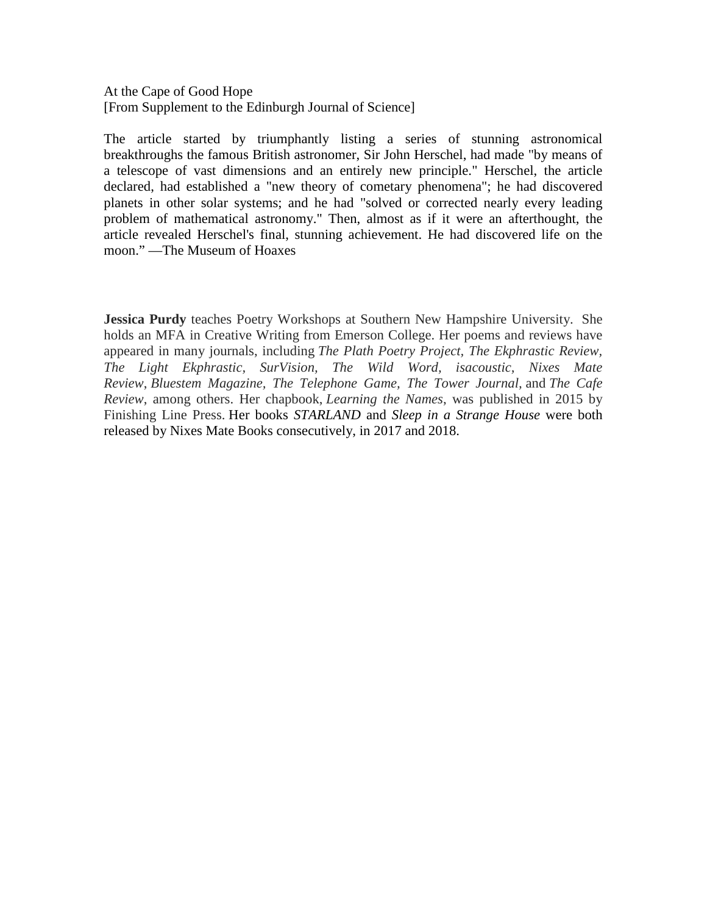At the Cape of Good Hope
[From Supplement to the Edinburgh Journal of Science]

The article started by triumphantly listing a series of stunning astronomical breakthroughs the famous British astronomer, Sir John Herschel, had made "by means of a telescope of vast dimensions and an entirely new principle." Herschel, the article declared, had established a "new theory of cometary phenomena"; he had discovered planets in other solar systems; and he had "solved or corrected nearly every leading problem of mathematical astronomy." Then, almost as if it were an afterthought, the article revealed Herschel's final, stunning achievement. He had discovered life on the moon." —The Museum of Hoaxes

**Jessica Purdy** teaches Poetry Workshops at Southern New Hampshire University. She holds an MFA in Creative Writing from Emerson College. Her poems and reviews have appeared in many journals, including *The Plath Poetry Project*, *The Ekphrastic Review*, *The Light Ekphrastic*, *SurVision*, *The Wild Word*, *isacoustic*, *Nixes Mate Review*, *Bluestem Magazine*, *The Telephone Game*, *The Tower Journal*, and *The Cafe Review*, among others. Her chapbook, *Learning the Names*, was published in 2015 by Finishing Line Press. Her books *STARLAND* and *Sleep in a Strange House* were both released by Nixes Mate Books consecutively, in 2017 and 2018.